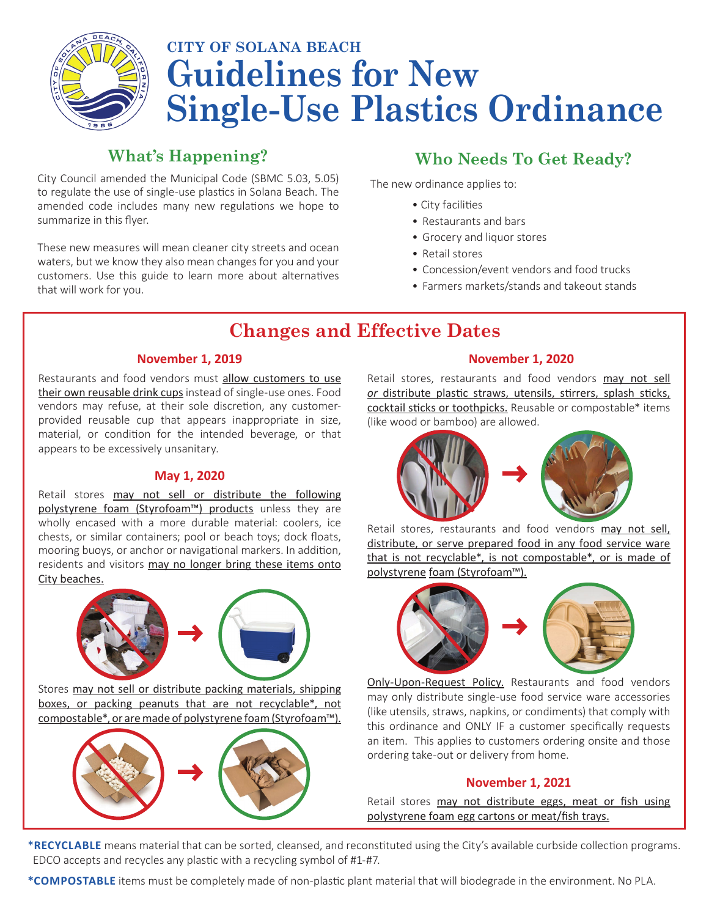CITY OF SOLANA BEACH

# Guidelines for New Single-Use Plastics Ordinance

## What's Happening?

City Council amended the Municipal Code (SBMC 5.03, 5.05) to regulate the use of single-use plastics in Solana Beach. The amended code includes many new regulations we hope to summarize in this flyer.

These new measures will mean cleaner city streets and ocean waters, but we know they also mean changes for you and your customers. Use this guide to learn more about alternatives that will work for you.

## Who Needs To Get Ready?

The new ordinance applies to:

- City facilities
- Restaurants and bars
- Grocery and liquor stores
- Retail stores
- Concession/event vendors and food trucks
- Farmers markets/stands and takeout stands

## Changes and Effective Dates

### November 1, 2019

Restaurants and food vendors must allow customers to use their own reusable drink cups instead of single-use ones. Food vendors may refuse, at their sole discretion, any customer-provided reusable cup that appears inappropriate in size, material, or condition for the intended beverage, or that appears to be excessively unsanitary.

### May 1, 2020

Retail stores may not sell or distribute the following polystyrene foam (Styrofoam™) products unless they are wholly encased with a more durable material: coolers, ice chests, or similar containers; pool or beach toys; dock floats, mooring buoys, or anchor or navigational markers. In addition, residents and visitors may no longer bring these items onto City beaches.

Stores may not sell or distribute packing materials, shipping boxes, or packing peanuts that are not recyclable*, not compostable*, or are made of polystyrene foam (Styrofoam™).

### November 1, 2020

Retail stores, restaurants and food vendors may not sell *or* distribute plastic straws, utensils, stirrers, splash sticks, cocktail sticks or toothpicks. Reusable or compostable* items (like wood or bamboo) are allowed.

Retail stores, restaurants and food vendors may not sell, distribute, or serve prepared food in any food service ware that is not recyclable*, is not compostable*, or is made of polystyrene foam (Styrofoam™).

Only-Upon-Request Policy. Restaurants and food vendors may only distribute single-use food service ware accessories (like utensils, straws, napkins, or condiments) that comply with this ordinance and ONLY IF a customer specifically requests an item. This applies to customers ordering onsite and those ordering take-out or delivery from home.

### November 1, 2021

Retail stores may not distribute eggs, meat or fish using polystyrene foam egg cartons or meat/fish trays.

**\*RECYCLABLE** means material that can be sorted, cleansed, and reconstituted using the City's available curbside collection programs. EDCO accepts and recycles any plastic with a recycling symbol of #1-#7.

**\*COMPOSTABLE** items must be completely made of non-plastic plant material that will biodegrade in the environment. No PLA.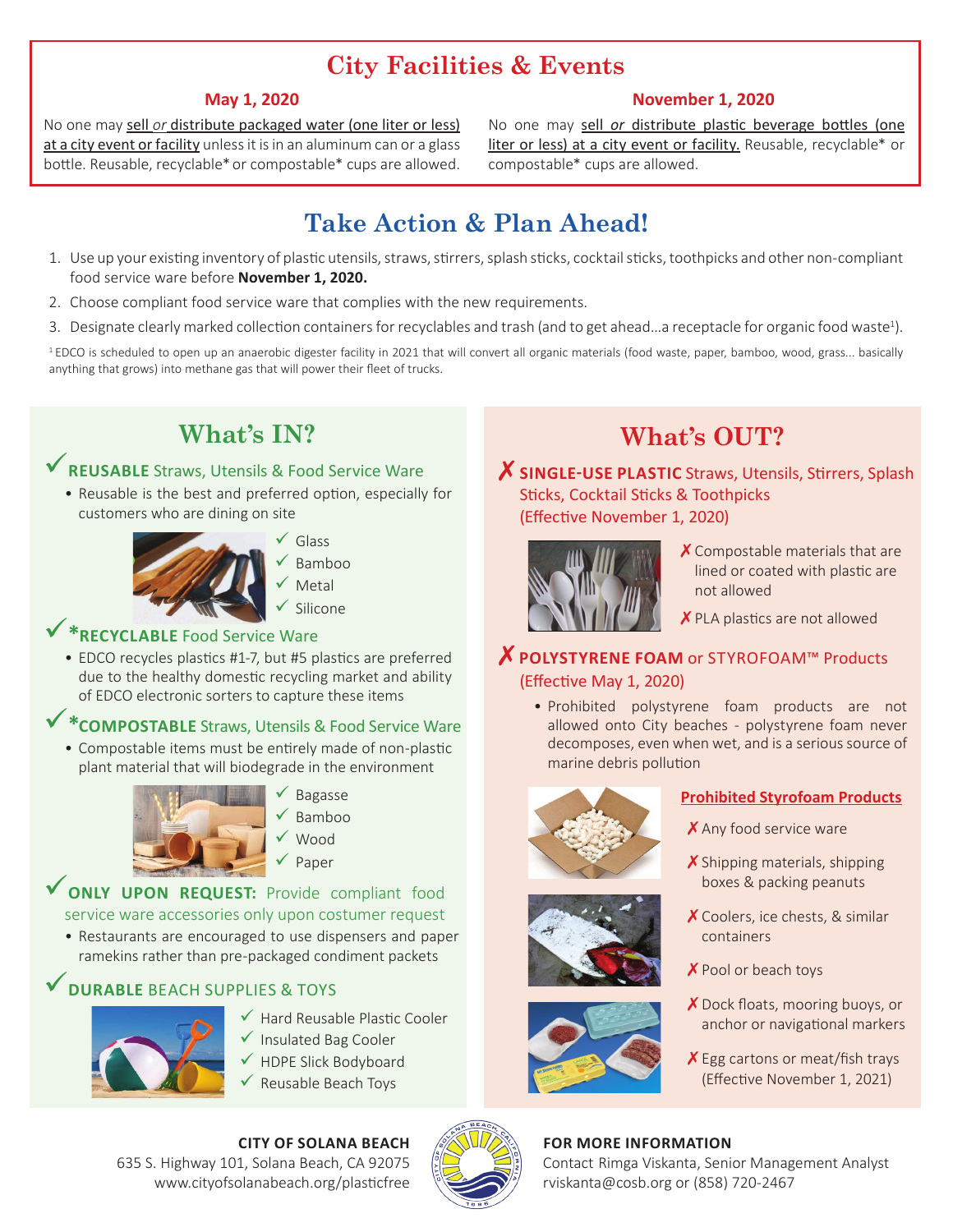# City Facilities & Events

**May 1, 2020**

No one may sell *or* distribute packaged water (one liter or less) at a city event or facility unless it is in an aluminum can or a glass bottle. Reusable, recyclable* or compostable* cups are allowed.

**November 1, 2020**

No one may sell *or* distribute plastic beverage bottles (one liter or less) at a city event or facility. Reusable, recyclable* or compostable* cups are allowed.

# Take Action & Plan Ahead!

1. Use up your existing inventory of plastic utensils, straws, stirrers, splash sticks, cocktail sticks, toothpicks and other non-compliant food service ware before **November 1, 2020.**
2. Choose compliant food service ware that complies with the new requirements.
3. Designate clearly marked collection containers for recyclables and trash (and to get ahead...a receptacle for organic food waste[1]).

[1] EDCO is scheduled to open up an anaerobic digester facility in 2021 that will convert all organic materials (food waste, paper, bamboo, wood, grass... basically anything that grows) into methane gas that will power their fleet of trucks.

## What's IN?

✓ **REUSABLE** Straws, Utensils & Food Service Ware

- Reusable is the best and preferred option, especially for customers who are dining on site

✓ Glass
✓ Bamboo
✓ Metal
✓ Silicone

✓ ***RECYCLABLE** Food Service Ware

- EDCO recycles plastics #1-7, but #5 plastics are preferred due to the healthy domestic recycling market and ability of EDCO electronic sorters to capture these items

✓ ***COMPOSTABLE** Straws, Utensils & Food Service Ware

- Compostable items must be entirely made of non-plastic plant material that will biodegrade in the environment

✓ Bagasse
✓ Bamboo
✓ Wood
✓ Paper

✓ **ONLY UPON REQUEST:** Provide compliant food service ware accessories only upon costumer request

- Restaurants are encouraged to use dispensers and paper ramekins rather than pre-packaged condiment packets

✓ **DURABLE** BEACH SUPPLIES & TOYS

✓ Hard Reusable Plastic Cooler
✓ Insulated Bag Cooler
✓ HDPE Slick Bodyboard
✓ Reusable Beach Toys

## What's OUT?

✗ **SINGLE-USE PLASTIC** Straws, Utensils, Stirrers, Splash Sticks, Cocktail Sticks & Toothpicks (Effective November 1, 2020)

✗ Compostable materials that are lined or coated with plastic are not allowed

✗ PLA plastics are not allowed

✗ **POLYSTYRENE FOAM** or STYROFOAM™ Products (Effective May 1, 2020)

- Prohibited polystyrene foam products are not allowed onto City beaches - polystyrene foam never decomposes, even when wet, and is a serious source of marine debris pollution

**Prohibited Styrofoam Products**

✗ Any food service ware

✗ Shipping materials, shipping boxes & packing peanuts

✗ Coolers, ice chests, & similar containers

✗ Pool or beach toys

✗ Dock floats, mooring buoys, or anchor or navigational markers

✗ Egg cartons or meat/fish trays (Effective November 1, 2021)

**CITY OF SOLANA BEACH**
635 S. Highway 101, Solana Beach, CA 92075
www.cityofsolanabeach.org/plasticfree

**FOR MORE INFORMATION**
Contact Rimga Viskanta, Senior Management Analyst
rviskanta@cosb.org or (858) 720-2467